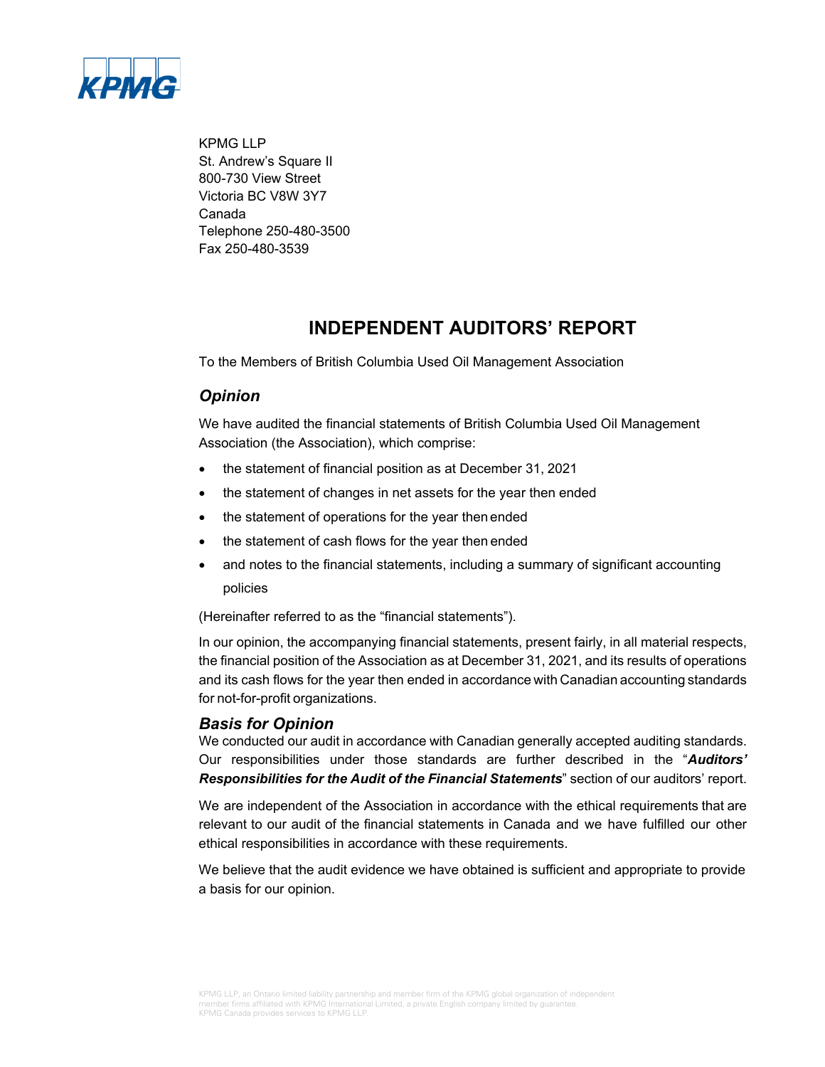KPMG

KPMG LLP
St. Andrew's Square II
800-730 View Street
Victoria BC V8W 3Y7
Canada
Telephone 250-480-3500
Fax 250-480-3539

# INDEPENDENT AUDITORS' REPORT

To the Members of British Columbia Used Oil Management Association

## *Opinion*

We have audited the financial statements of British Columbia Used Oil Management Association (the Association), which comprise:

- the statement of financial position as at December 31, 2021
- the statement of changes in net assets for the year then ended
- the statement of operations for the year then ended
- the statement of cash flows for the year then ended
- and notes to the financial statements, including a summary of significant accounting policies

(Hereinafter referred to as the "financial statements").

In our opinion, the accompanying financial statements, present fairly, in all material respects, the financial position of the Association as at December 31, 2021, and its results of operations and its cash flows for the year then ended in accordance with Canadian accounting standards for not-for-profit organizations.

## *Basis for Opinion*

We conducted our audit in accordance with Canadian generally accepted auditing standards. Our responsibilities under those standards are further described in the "***Auditors' Responsibilities for the Audit of the Financial Statements***" section of our auditors' report.

We are independent of the Association in accordance with the ethical requirements that are relevant to our audit of the financial statements in Canada and we have fulfilled our other ethical responsibilities in accordance with these requirements.

We believe that the audit evidence we have obtained is sufficient and appropriate to provide a basis for our opinion.

KPMG LLP, an Ontario limited liability partnership and member firm of the KPMG global organization of independent member firms affiliated with KPMG International Limited, a private English company limited by guarantee. KPMG Canada provides services to KPMG LLP.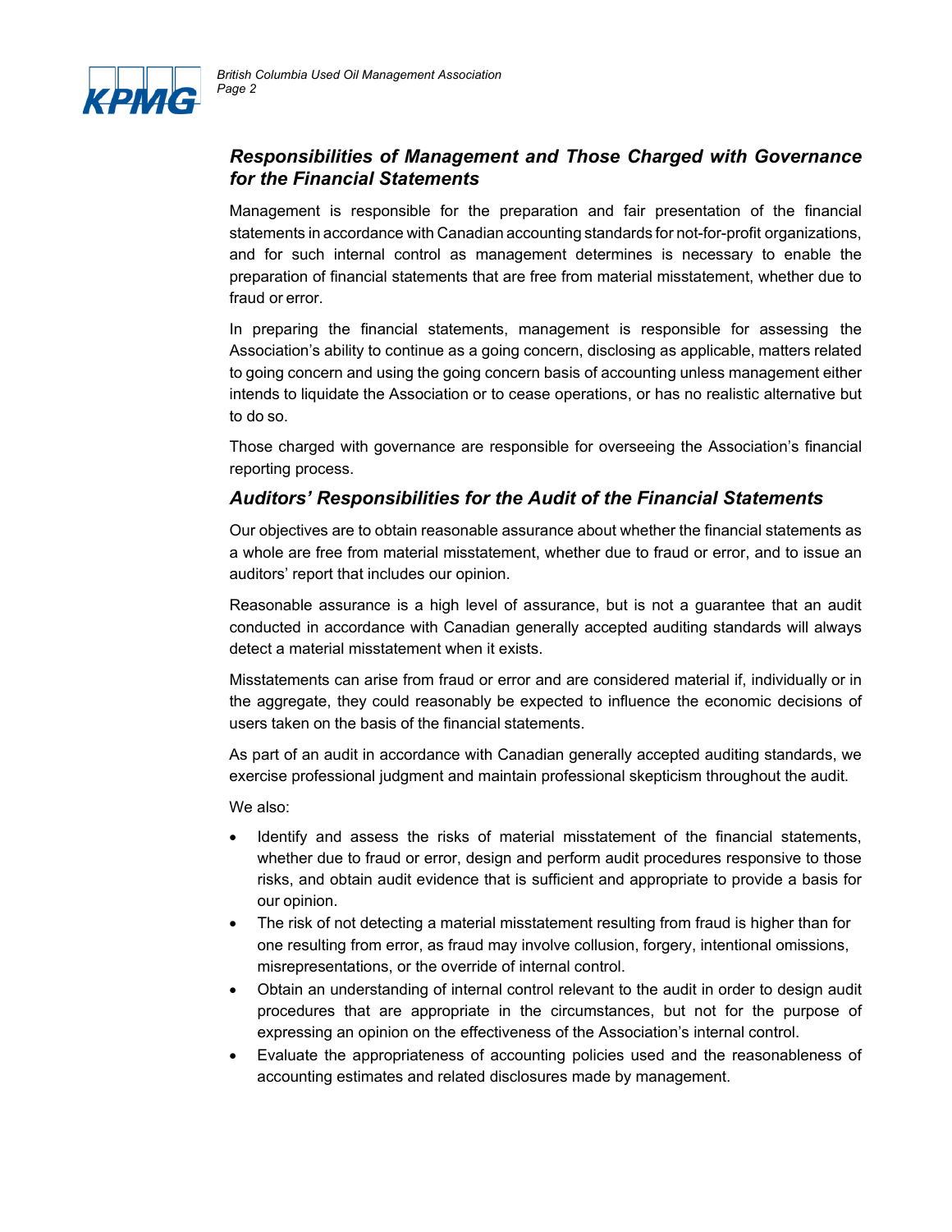## *Responsibilities of Management and Those Charged with Governance for the Financial Statements*

Management is responsible for the preparation and fair presentation of the financial statements in accordance with Canadian accounting standards for not-for-profit organizations, and for such internal control as management determines is necessary to enable the preparation of financial statements that are free from material misstatement, whether due to fraud or error.

In preparing the financial statements, management is responsible for assessing the Association's ability to continue as a going concern, disclosing as applicable, matters related to going concern and using the going concern basis of accounting unless management either intends to liquidate the Association or to cease operations, or has no realistic alternative but to do so.

Those charged with governance are responsible for overseeing the Association's financial reporting process.

## *Auditors' Responsibilities for the Audit of the Financial Statements*

Our objectives are to obtain reasonable assurance about whether the financial statements as a whole are free from material misstatement, whether due to fraud or error, and to issue an auditors' report that includes our opinion.

Reasonable assurance is a high level of assurance, but is not a guarantee that an audit conducted in accordance with Canadian generally accepted auditing standards will always detect a material misstatement when it exists.

Misstatements can arise from fraud or error and are considered material if, individually or in the aggregate, they could reasonably be expected to influence the economic decisions of users taken on the basis of the financial statements.

As part of an audit in accordance with Canadian generally accepted auditing standards, we exercise professional judgment and maintain professional skepticism throughout the audit.

We also:

- Identify and assess the risks of material misstatement of the financial statements, whether due to fraud or error, design and perform audit procedures responsive to those risks, and obtain audit evidence that is sufficient and appropriate to provide a basis for our opinion.
- The risk of not detecting a material misstatement resulting from fraud is higher than for one resulting from error, as fraud may involve collusion, forgery, intentional omissions, misrepresentations, or the override of internal control.
- Obtain an understanding of internal control relevant to the audit in order to design audit procedures that are appropriate in the circumstances, but not for the purpose of expressing an opinion on the effectiveness of the Association's internal control.
- Evaluate the appropriateness of accounting policies used and the reasonableness of accounting estimates and related disclosures made by management.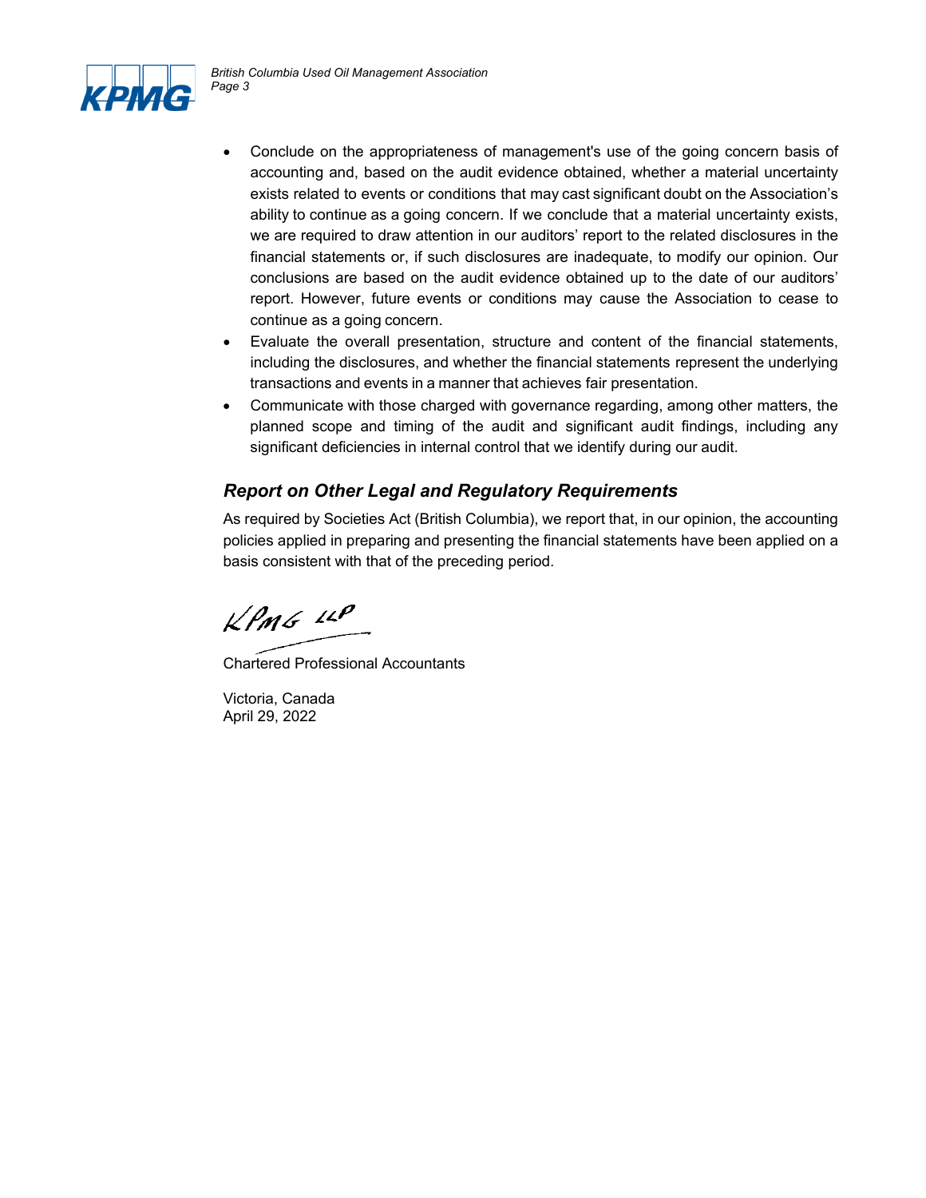- Conclude on the appropriateness of management's use of the going concern basis of accounting and, based on the audit evidence obtained, whether a material uncertainty exists related to events or conditions that may cast significant doubt on the Association's ability to continue as a going concern. If we conclude that a material uncertainty exists, we are required to draw attention in our auditors' report to the related disclosures in the financial statements or, if such disclosures are inadequate, to modify our opinion. Our conclusions are based on the audit evidence obtained up to the date of our auditors' report. However, future events or conditions may cause the Association to cease to continue as a going concern.
- Evaluate the overall presentation, structure and content of the financial statements, including the disclosures, and whether the financial statements represent the underlying transactions and events in a manner that achieves fair presentation.
- Communicate with those charged with governance regarding, among other matters, the planned scope and timing of the audit and significant audit findings, including any significant deficiencies in internal control that we identify during our audit.

## *Report on Other Legal and Regulatory Requirements*

As required by Societies Act (British Columbia), we report that, in our opinion, the accounting policies applied in preparing and presenting the financial statements have been applied on a basis consistent with that of the preceding period.

KPMG LLP

Chartered Professional Accountants

Victoria, Canada
April 29, 2022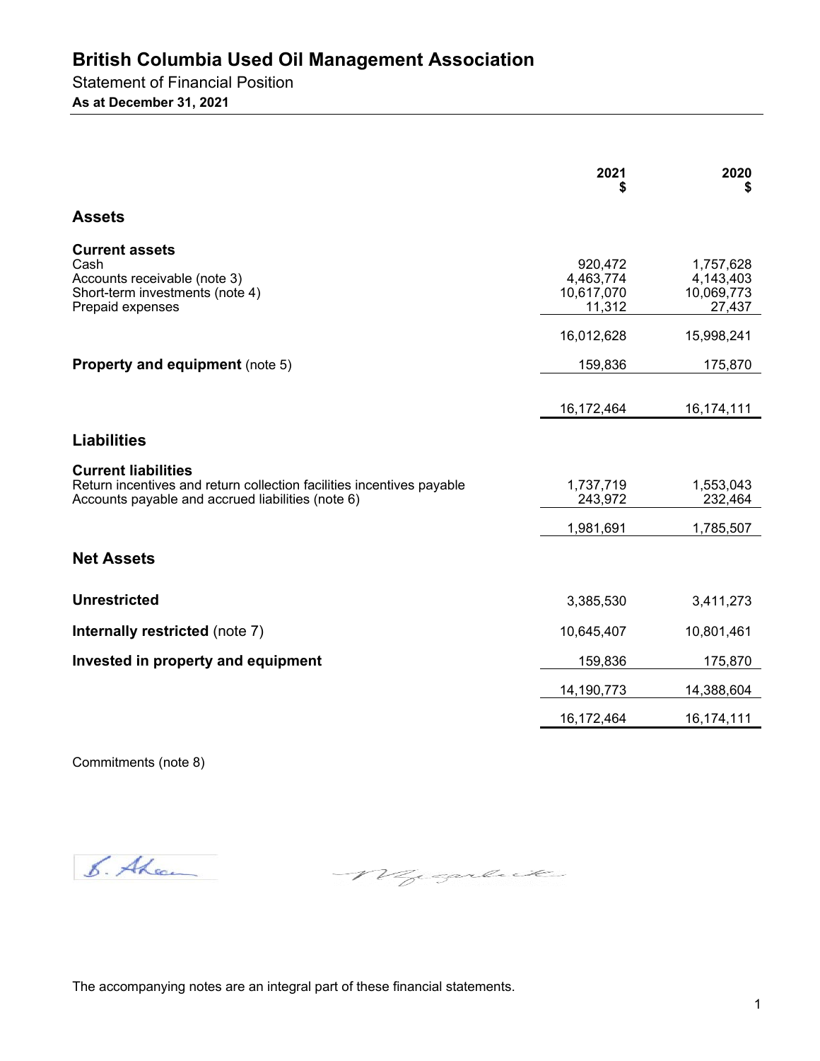# British Columbia Used Oil Management Association

Statement of Financial Position

**As at December 31, 2021**

| | 2021<br>$ | 2020<br>$ |
|---|---|---|
| **Assets** | | |
| **Current assets** | | |
| Cash | 920,472 | 1,757,628 |
| Accounts receivable (note 3) | 4,463,774 | 4,143,403 |
| Short-term investments (note 4) | 10,617,070 | 10,069,773 |
| Prepaid expenses | 11,312 | 27,437 |
| | 16,012,628 | 15,998,241 |
| **Property and equipment** (note 5) | 159,836 | 175,870 |
| | 16,172,464 | 16,174,111 |
| **Liabilities** | | |
| **Current liabilities** | | |
| Return incentives and return collection facilities incentives payable | 1,737,719 | 1,553,043 |
| Accounts payable and accrued liabilities (note 6) | 243,972 | 232,464 |
| | 1,981,691 | 1,785,507 |
| **Net Assets** | | |
| **Unrestricted** | 3,385,530 | 3,411,273 |
| **Internally restricted** (note 7) | 10,645,407 | 10,801,461 |
| **Invested in property and equipment** | 159,836 | 175,870 |
| | 14,190,773 | 14,388,604 |
| | 16,172,464 | 16,174,111 |

Commitments (note 8)

The accompanying notes are an integral part of these financial statements.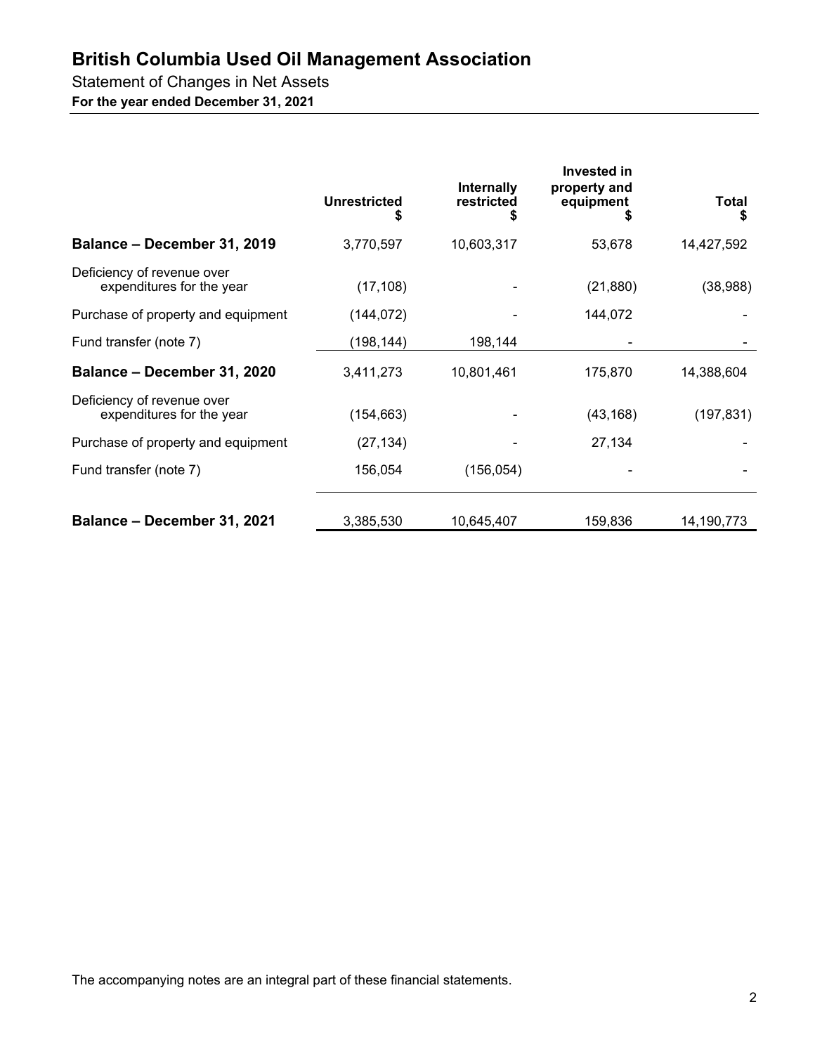# British Columbia Used Oil Management Association

Statement of Changes in Net Assets

**For the year ended December 31, 2021**

| | Unrestricted<br>$ | Internally restricted<br>$ | Invested in property and equipment<br>$ | Total<br>$ |
|---|---|---|---|---|
| **Balance – December 31, 2019** | 3,770,597 | 10,603,317 | 53,678 | 14,427,592 |
| Deficiency of revenue over expenditures for the year | (17,108) | - | (21,880) | (38,988) |
| Purchase of property and equipment | (144,072) | - | 144,072 | - |
| Fund transfer (note 7) | (198,144) | 198,144 | - | - |
| **Balance – December 31, 2020** | 3,411,273 | 10,801,461 | 175,870 | 14,388,604 |
| Deficiency of revenue over expenditures for the year | (154,663) | - | (43,168) | (197,831) |
| Purchase of property and equipment | (27,134) | - | 27,134 | - |
| Fund transfer (note 7) | 156,054 | (156,054) | - | - |
| **Balance – December 31, 2021** | 3,385,530 | 10,645,407 | 159,836 | 14,190,773 |

The accompanying notes are an integral part of these financial statements.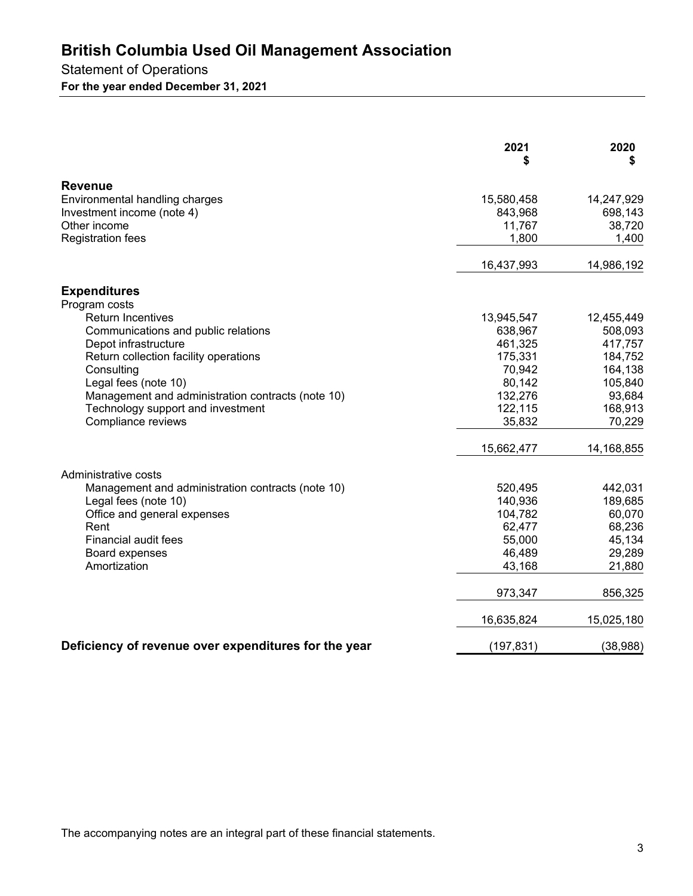# British Columbia Used Oil Management Association

## Statement of Operations

**For the year ended December 31, 2021**

| | 2021<br>$ | 2020<br>$ |
|---|---|---|
| **Revenue** | | |
| Environmental handling charges | 15,580,458 | 14,247,929 |
| Investment income (note 4) | 843,968 | 698,143 |
| Other income | 11,767 | 38,720 |
| Registration fees | 1,800 | 1,400 |
| | 16,437,993 | 14,986,192 |
| **Expenditures** | | |
| Program costs | | |
| Return Incentives | 13,945,547 | 12,455,449 |
| Communications and public relations | 638,967 | 508,093 |
| Depot infrastructure | 461,325 | 417,757 |
| Return collection facility operations | 175,331 | 184,752 |
| Consulting | 70,942 | 164,138 |
| Legal fees (note 10) | 80,142 | 105,840 |
| Management and administration contracts (note 10) | 132,276 | 93,684 |
| Technology support and investment | 122,115 | 168,913 |
| Compliance reviews | 35,832 | 70,229 |
| | 15,662,477 | 14,168,855 |
| Administrative costs | | |
| Management and administration contracts (note 10) | 520,495 | 442,031 |
| Legal fees (note 10) | 140,936 | 189,685 |
| Office and general expenses | 104,782 | 60,070 |
| Rent | 62,477 | 68,236 |
| Financial audit fees | 55,000 | 45,134 |
| Board expenses | 46,489 | 29,289 |
| Amortization | 43,168 | 21,880 |
| | 973,347 | 856,325 |
| | 16,635,824 | 15,025,180 |
| **Deficiency of revenue over expenditures for the year** | (197,831) | (38,988) |

The accompanying notes are an integral part of these financial statements.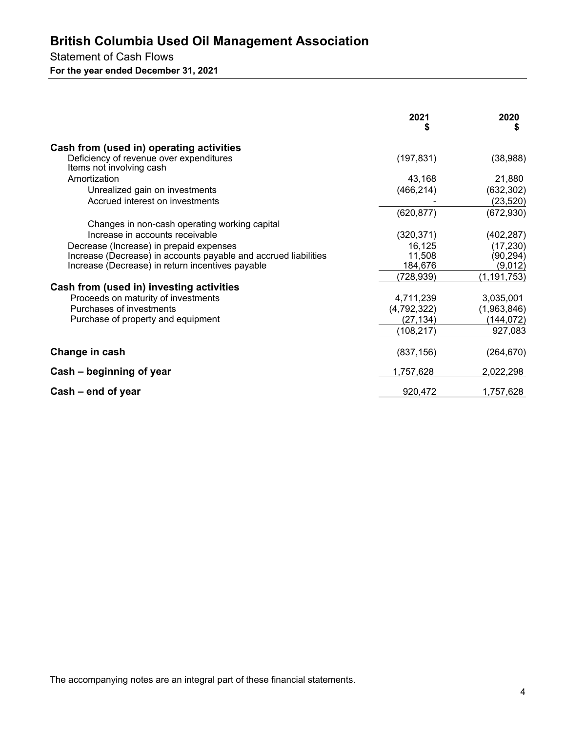# British Columbia Used Oil Management Association

Statement of Cash Flows

**For the year ended December 31, 2021**

| | 2021 $ | 2020 $ |
|---|---|---|
| **Cash from (used in) operating activities** | | |
| Deficiency of revenue over expenditures | (197,831) | (38,988) |
| Items not involving cash | | |
| Amortization | 43,168 | 21,880 |
| Unrealized gain on investments | (466,214) | (632,302) |
| Accrued interest on investments | - | (23,520) |
| | (620,877) | (672,930) |
| Changes in non-cash operating working capital | | |
| Increase in accounts receivable | (320,371) | (402,287) |
| Decrease (Increase) in prepaid expenses | 16,125 | (17,230) |
| Increase (Decrease) in accounts payable and accrued liabilities | 11,508 | (90,294) |
| Increase (Decrease) in return incentives payable | 184,676 | (9,012) |
| | (728,939) | (1,191,753) |
| **Cash from (used in) investing activities** | | |
| Proceeds on maturity of investments | 4,711,239 | 3,035,001 |
| Purchases of investments | (4,792,322) | (1,963,846) |
| Purchase of property and equipment | (27,134) | (144,072) |
| | (108,217) | 927,083 |
| **Change in cash** | (837,156) | (264,670) |
| **Cash – beginning of year** | 1,757,628 | 2,022,298 |
| **Cash – end of year** | 920,472 | 1,757,628 |

The accompanying notes are an integral part of these financial statements.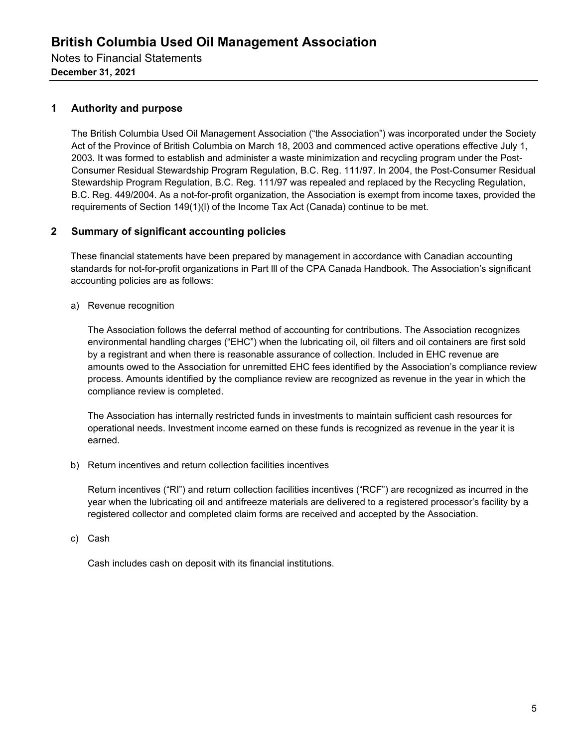# British Columbia Used Oil Management Association

Notes to Financial Statements

**December 31, 2021**

## 1 Authority and purpose

The British Columbia Used Oil Management Association ("the Association") was incorporated under the Society Act of the Province of British Columbia on March 18, 2003 and commenced active operations effective July 1, 2003. It was formed to establish and administer a waste minimization and recycling program under the Post-Consumer Residual Stewardship Program Regulation, B.C. Reg. 111/97. In 2004, the Post-Consumer Residual Stewardship Program Regulation, B.C. Reg. 111/97 was repealed and replaced by the Recycling Regulation, B.C. Reg. 449/2004. As a not-for-profit organization, the Association is exempt from income taxes, provided the requirements of Section 149(1)(l) of the Income Tax Act (Canada) continue to be met.

## 2 Summary of significant accounting policies

These financial statements have been prepared by management in accordance with Canadian accounting standards for not-for-profit organizations in Part lll of the CPA Canada Handbook. The Association's significant accounting policies are as follows:

a) Revenue recognition

The Association follows the deferral method of accounting for contributions. The Association recognizes environmental handling charges ("EHC") when the lubricating oil, oil filters and oil containers are first sold by a registrant and when there is reasonable assurance of collection. Included in EHC revenue are amounts owed to the Association for unremitted EHC fees identified by the Association's compliance review process. Amounts identified by the compliance review are recognized as revenue in the year in which the compliance review is completed.

The Association has internally restricted funds in investments to maintain sufficient cash resources for operational needs. Investment income earned on these funds is recognized as revenue in the year it is earned.

b) Return incentives and return collection facilities incentives

Return incentives ("RI") and return collection facilities incentives ("RCF") are recognized as incurred in the year when the lubricating oil and antifreeze materials are delivered to a registered processor's facility by a registered collector and completed claim forms are received and accepted by the Association.

c) Cash

Cash includes cash on deposit with its financial institutions.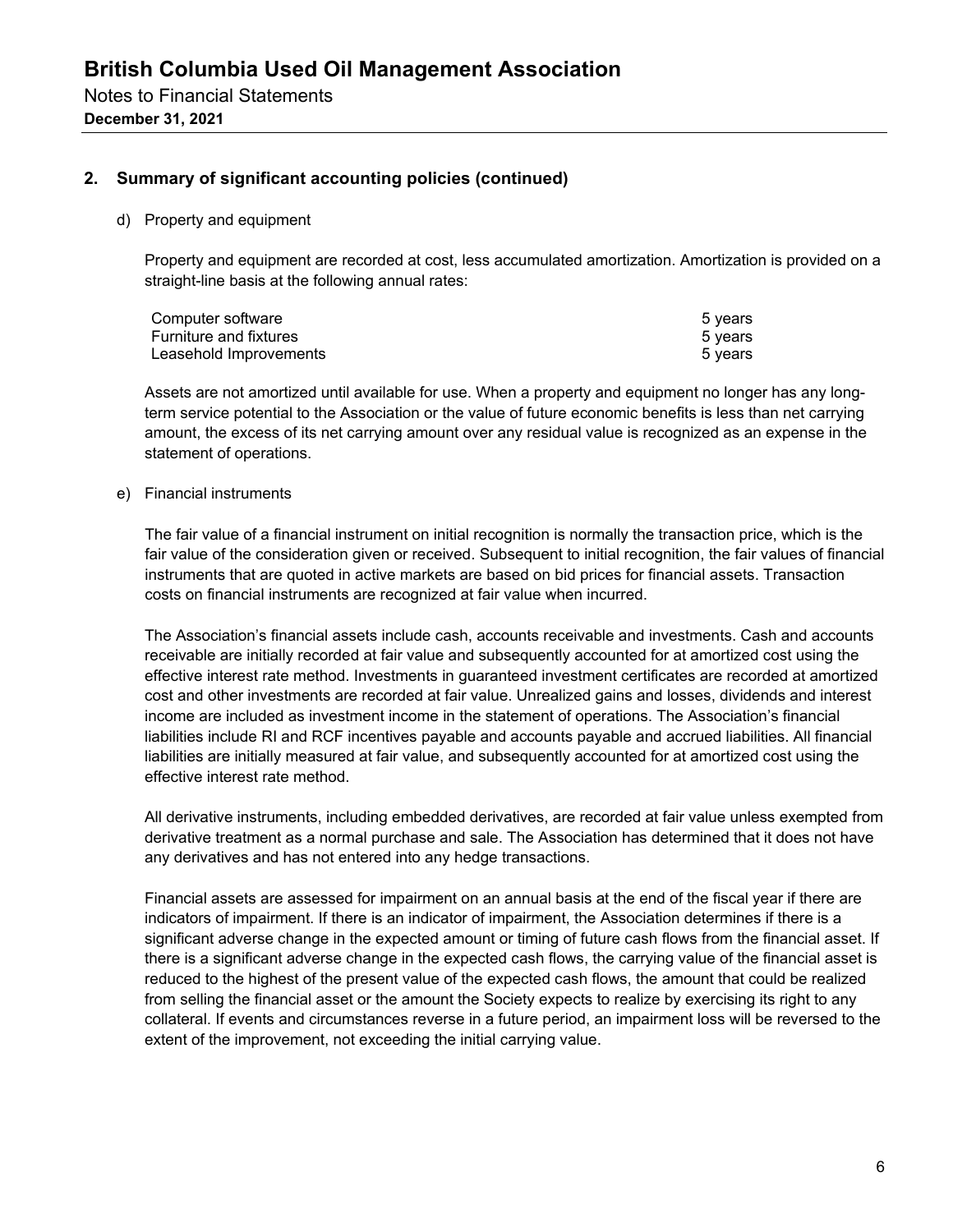# British Columbia Used Oil Management Association

Notes to Financial Statements

**December 31, 2021**

## 2. Summary of significant accounting policies (continued)

d) Property and equipment

Property and equipment are recorded at cost, less accumulated amortization. Amortization is provided on a straight-line basis at the following annual rates:

| | |
|---|---|
| Computer software | 5 years |
| Furniture and fixtures | 5 years |
| Leasehold Improvements | 5 years |

Assets are not amortized until available for use. When a property and equipment no longer has any long-term service potential to the Association or the value of future economic benefits is less than net carrying amount, the excess of its net carrying amount over any residual value is recognized as an expense in the statement of operations.

e) Financial instruments

The fair value of a financial instrument on initial recognition is normally the transaction price, which is the fair value of the consideration given or received. Subsequent to initial recognition, the fair values of financial instruments that are quoted in active markets are based on bid prices for financial assets. Transaction costs on financial instruments are recognized at fair value when incurred.

The Association's financial assets include cash, accounts receivable and investments. Cash and accounts receivable are initially recorded at fair value and subsequently accounted for at amortized cost using the effective interest rate method. Investments in guaranteed investment certificates are recorded at amortized cost and other investments are recorded at fair value. Unrealized gains and losses, dividends and interest income are included as investment income in the statement of operations. The Association's financial liabilities include RI and RCF incentives payable and accounts payable and accrued liabilities. All financial liabilities are initially measured at fair value, and subsequently accounted for at amortized cost using the effective interest rate method.

All derivative instruments, including embedded derivatives, are recorded at fair value unless exempted from derivative treatment as a normal purchase and sale. The Association has determined that it does not have any derivatives and has not entered into any hedge transactions.

Financial assets are assessed for impairment on an annual basis at the end of the fiscal year if there are indicators of impairment. If there is an indicator of impairment, the Association determines if there is a significant adverse change in the expected amount or timing of future cash flows from the financial asset. If there is a significant adverse change in the expected cash flows, the carrying value of the financial asset is reduced to the highest of the present value of the expected cash flows, the amount that could be realized from selling the financial asset or the amount the Society expects to realize by exercising its right to any collateral. If events and circumstances reverse in a future period, an impairment loss will be reversed to the extent of the improvement, not exceeding the initial carrying value.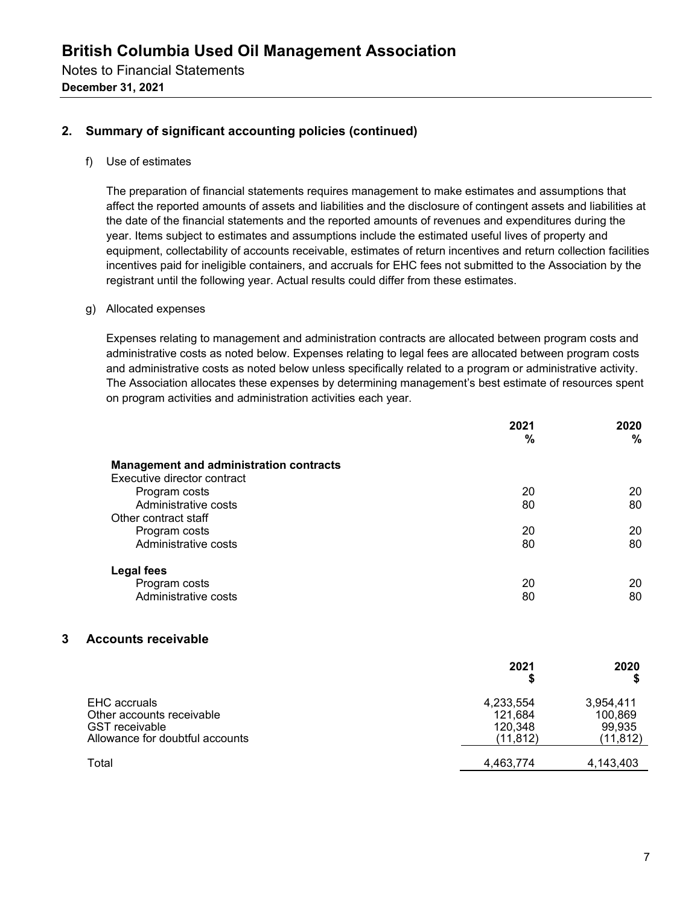## 2. Summary of significant accounting policies (continued)

f) Use of estimates

The preparation of financial statements requires management to make estimates and assumptions that affect the reported amounts of assets and liabilities and the disclosure of contingent assets and liabilities at the date of the financial statements and the reported amounts of revenues and expenditures during the year. Items subject to estimates and assumptions include the estimated useful lives of property and equipment, collectability of accounts receivable, estimates of return incentives and return collection facilities incentives paid for ineligible containers, and accruals for EHC fees not submitted to the Association by the registrant until the following year. Actual results could differ from these estimates.

g) Allocated expenses

Expenses relating to management and administration contracts are allocated between program costs and administrative costs as noted below. Expenses relating to legal fees are allocated between program costs and administrative costs as noted below unless specifically related to a program or administrative activity. The Association allocates these expenses by determining management's best estimate of resources spent on program activities and administration activities each year.

| | 2021<br>% | 2020<br>% |
|---|---|---|
| **Management and administration contracts** | | |
| Executive director contract | | |
| Program costs | 20 | 20 |
| Administrative costs | 80 | 80 |
| Other contract staff | | |
| Program costs | 20 | 20 |
| Administrative costs | 80 | 80 |
| **Legal fees** | | |
| Program costs | 20 | 20 |
| Administrative costs | 80 | 80 |

## 3 Accounts receivable

| | 2021<br>$ | 2020<br>$ |
|---|---|---|
| EHC accruals | 4,233,554 | 3,954,411 |
| Other accounts receivable | 121,684 | 100,869 |
| GST receivable | 120,348 | 99,935 |
| Allowance for doubtful accounts | (11,812) | (11,812) |
| Total | 4,463,774 | 4,143,403 |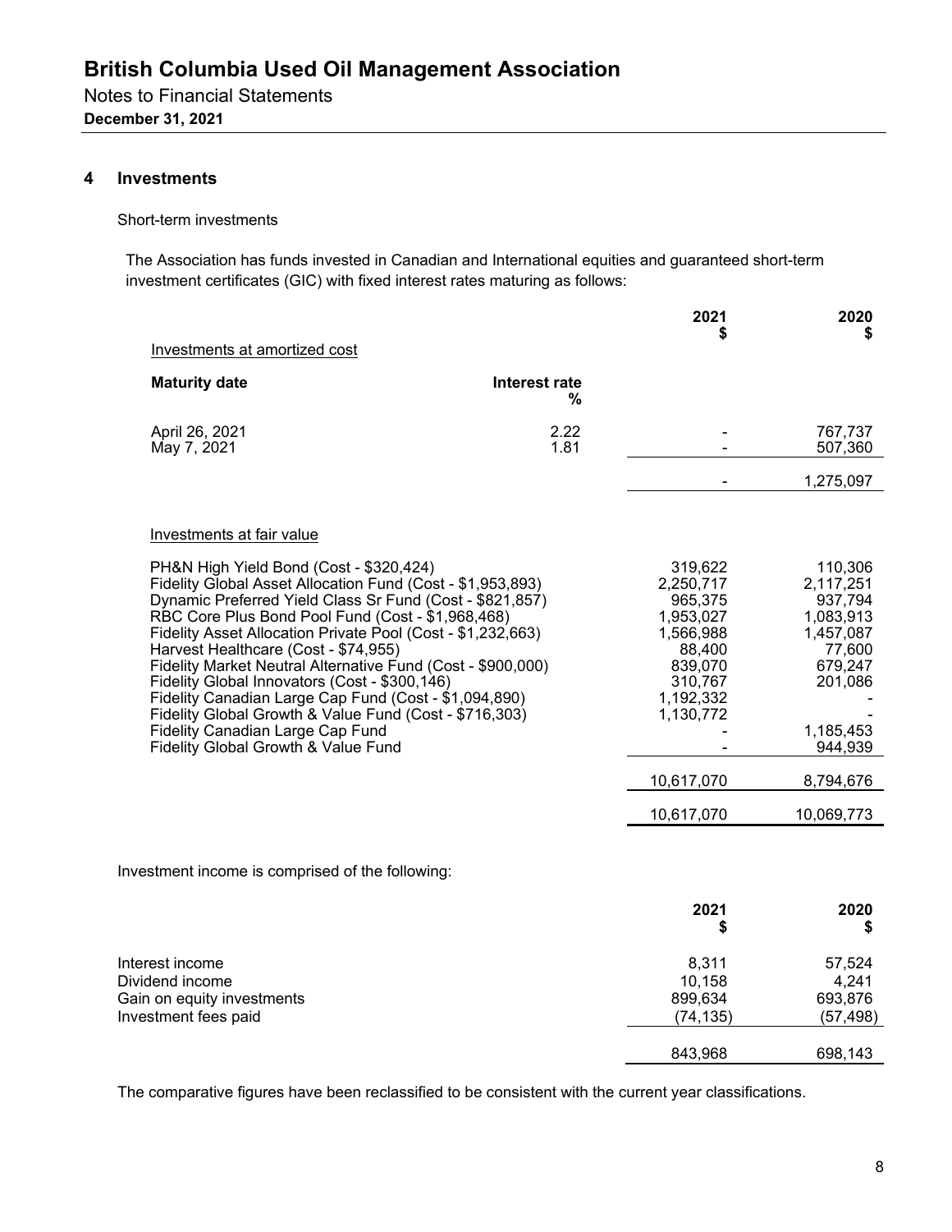# British Columbia Used Oil Management Association

Notes to Financial Statements
**December 31, 2021**

## 4 Investments

Short-term investments

The Association has funds invested in Canadian and International equities and guaranteed short-term investment certificates (GIC) with fixed interest rates maturing as follows:

| | | 2021 $ | 2020 $ |
|---|---|---|---|
| Investments at amortized cost | | | |
| **Maturity date** | **Interest rate %** | | |
| April 26, 2021 | 2.22 | - | 767,737 |
| May 7, 2021 | 1.81 | - | 507,360 |
| | | - | 1,275,097 |
| Investments at fair value | | | |
| PH&N High Yield Bond (Cost - $320,424) | | 319,622 | 110,306 |
| Fidelity Global Asset Allocation Fund (Cost - $1,953,893) | | 2,250,717 | 2,117,251 |
| Dynamic Preferred Yield Class Sr Fund (Cost - $821,857) | | 965,375 | 937,794 |
| RBC Core Plus Bond Pool Fund (Cost - $1,968,468) | | 1,953,027 | 1,083,913 |
| Fidelity Asset Allocation Private Pool (Cost - $1,232,663) | | 1,566,988 | 1,457,087 |
| Harvest Healthcare (Cost - $74,955) | | 88,400 | 77,600 |
| Fidelity Market Neutral Alternative Fund (Cost - $900,000) | | 839,070 | 679,247 |
| Fidelity Global Innovators (Cost - $300,146) | | 310,767 | 201,086 |
| Fidelity Canadian Large Cap Fund (Cost - $1,094,890) | | 1,192,332 | - |
| Fidelity Global Growth & Value Fund (Cost - $716,303) | | 1,130,772 | - |
| Fidelity Canadian Large Cap Fund | | - | 1,185,453 |
| Fidelity Global Growth & Value Fund | | - | 944,939 |
| | | 10,617,070 | 8,794,676 |
| | | 10,617,070 | 10,069,773 |

Investment income is comprised of the following:

| | 2021 $ | 2020 $ |
|---|---|---|
| Interest income | 8,311 | 57,524 |
| Dividend income | 10,158 | 4,241 |
| Gain on equity investments | 899,634 | 693,876 |
| Investment fees paid | (74,135) | (57,498) |
| | 843,968 | 698,143 |

The comparative figures have been reclassified to be consistent with the current year classifications.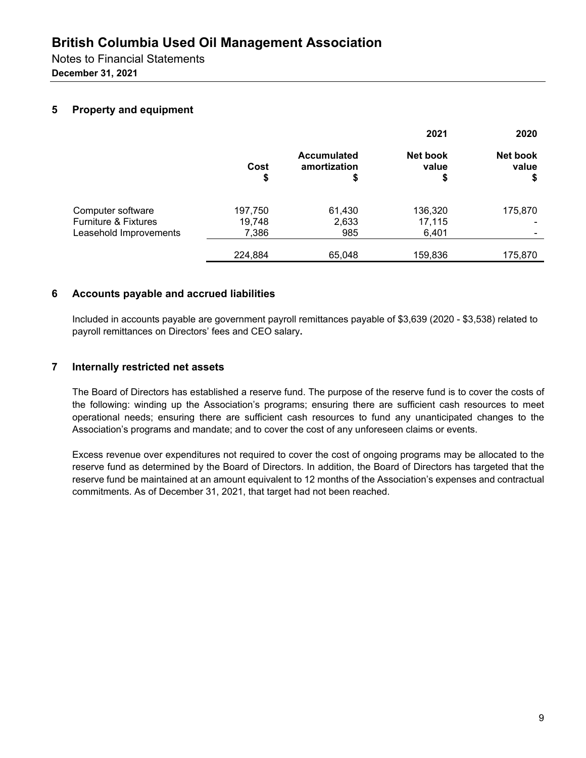## 5 Property and equipment

| | Cost<br>$ | Accumulated amortization<br>$ | 2021<br>Net book value<br>$ | 2020<br>Net book value<br>$ |
|---|---|---|---|---|
| Computer software | 197,750 | 61,430 | 136,320 | 175,870 |
| Furniture & Fixtures | 19,748 | 2,633 | 17,115 | - |
| Leasehold Improvements | 7,386 | 985 | 6,401 | - |
| | 224,884 | 65,048 | 159,836 | 175,870 |

## 6 Accounts payable and accrued liabilities

Included in accounts payable are government payroll remittances payable of $3,639 (2020 - $3,538) related to payroll remittances on Directors' fees and CEO salary**.**

## 7 Internally restricted net assets

The Board of Directors has established a reserve fund. The purpose of the reserve fund is to cover the costs of the following: winding up the Association's programs; ensuring there are sufficient cash resources to meet operational needs; ensuring there are sufficient cash resources to fund any unanticipated changes to the Association's programs and mandate; and to cover the cost of any unforeseen claims or events.

Excess revenue over expenditures not required to cover the cost of ongoing programs may be allocated to the reserve fund as determined by the Board of Directors. In addition, the Board of Directors has targeted that the reserve fund be maintained at an amount equivalent to 12 months of the Association's expenses and contractual commitments. As of December 31, 2021, that target had not been reached.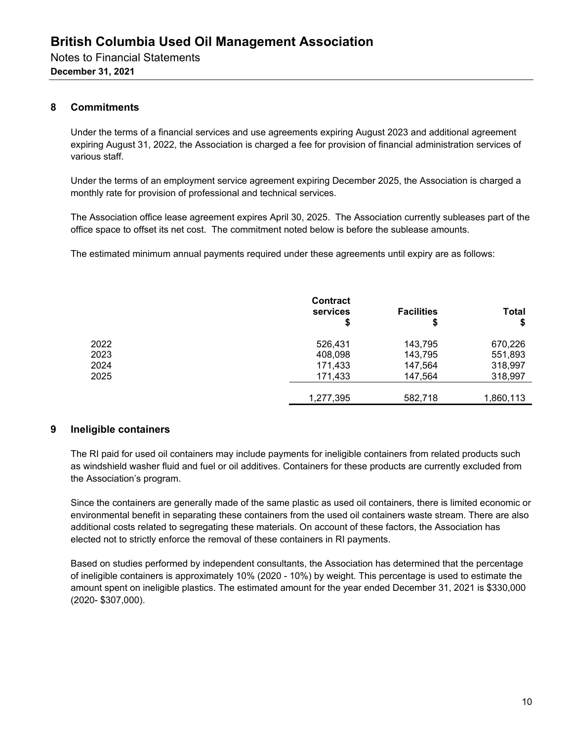# British Columbia Used Oil Management Association

Notes to Financial Statements
**December 31, 2021**

## 8 Commitments

Under the terms of a financial services and use agreements expiring August 2023 and additional agreement expiring August 31, 2022, the Association is charged a fee for provision of financial administration services of various staff.

Under the terms of an employment service agreement expiring December 2025, the Association is charged a monthly rate for provision of professional and technical services.

The Association office lease agreement expires April 30, 2025. The Association currently subleases part of the office space to offset its net cost. The commitment noted below is before the sublease amounts.

The estimated minimum annual payments required under these agreements until expiry are as follows:

| | Contract services $ | Facilities $ | Total $ |
|---|---|---|---|
| 2022 | 526,431 | 143,795 | 670,226 |
| 2023 | 408,098 | 143,795 | 551,893 |
| 2024 | 171,433 | 147,564 | 318,997 |
| 2025 | 171,433 | 147,564 | 318,997 |
| | 1,277,395 | 582,718 | 1,860,113 |

## 9 Ineligible containers

The RI paid for used oil containers may include payments for ineligible containers from related products such as windshield washer fluid and fuel or oil additives. Containers for these products are currently excluded from the Association's program.

Since the containers are generally made of the same plastic as used oil containers, there is limited economic or environmental benefit in separating these containers from the used oil containers waste stream. There are also additional costs related to segregating these materials. On account of these factors, the Association has elected not to strictly enforce the removal of these containers in RI payments.

Based on studies performed by independent consultants, the Association has determined that the percentage of ineligible containers is approximately 10% (2020 - 10%) by weight. This percentage is used to estimate the amount spent on ineligible plastics. The estimated amount for the year ended December 31, 2021 is $330,000 (2020- $307,000).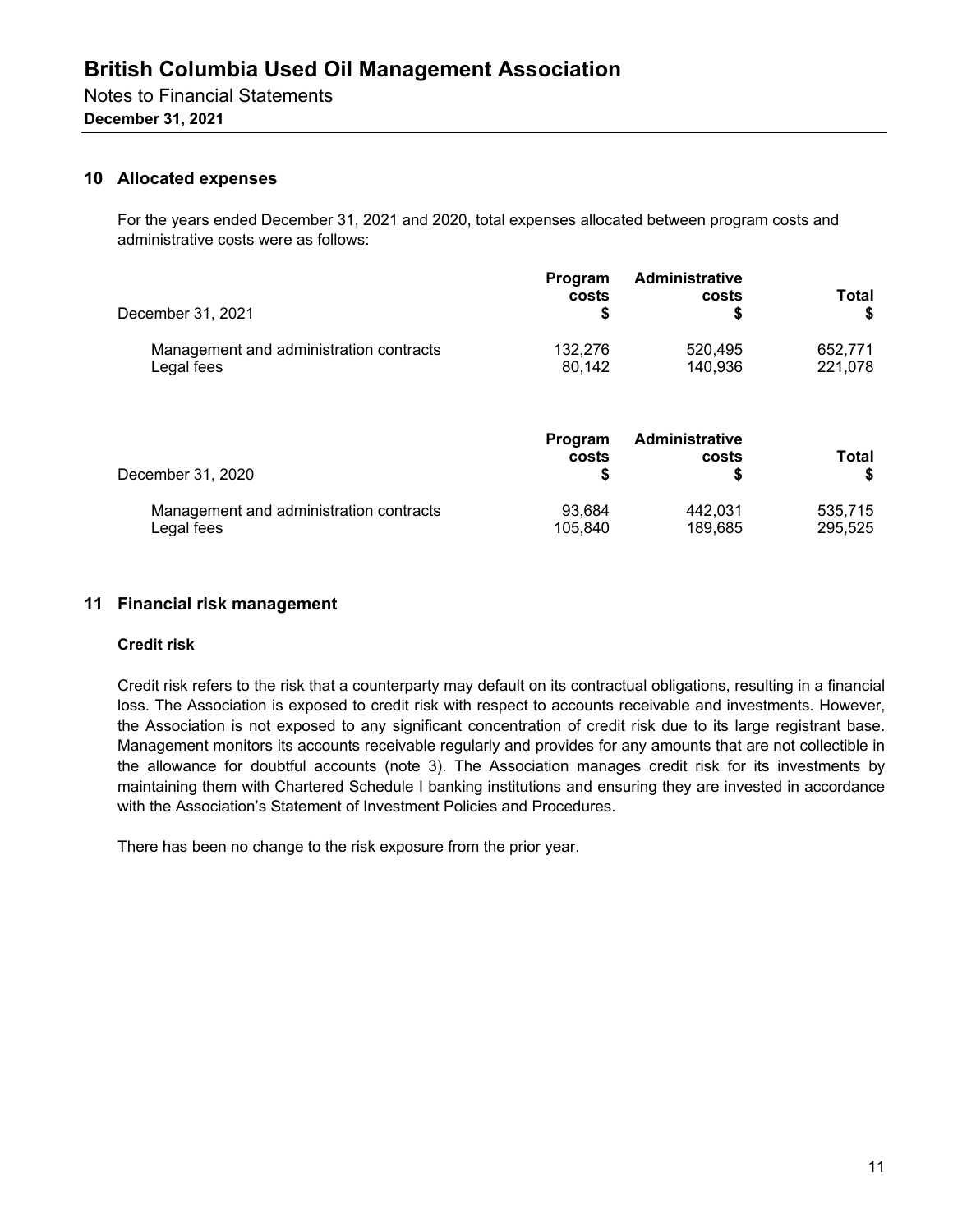# British Columbia Used Oil Management Association

Notes to Financial Statements
**December 31, 2021**

## 10 Allocated expenses

For the years ended December 31, 2021 and 2020, total expenses allocated between program costs and administrative costs were as follows:

| December 31, 2021 | Program costs $ | Administrative costs $ | Total $ |
|---|---|---|---|
| Management and administration contracts | 132,276 | 520,495 | 652,771 |
| Legal fees | 80,142 | 140,936 | 221,078 |

| December 31, 2020 | Program costs $ | Administrative costs $ | Total $ |
|---|---|---|---|
| Management and administration contracts | 93,684 | 442,031 | 535,715 |
| Legal fees | 105,840 | 189,685 | 295,525 |

## 11 Financial risk management

### Credit risk

Credit risk refers to the risk that a counterparty may default on its contractual obligations, resulting in a financial loss. The Association is exposed to credit risk with respect to accounts receivable and investments. However, the Association is not exposed to any significant concentration of credit risk due to its large registrant base. Management monitors its accounts receivable regularly and provides for any amounts that are not collectible in the allowance for doubtful accounts (note 3). The Association manages credit risk for its investments by maintaining them with Chartered Schedule I banking institutions and ensuring they are invested in accordance with the Association's Statement of Investment Policies and Procedures.

There has been no change to the risk exposure from the prior year.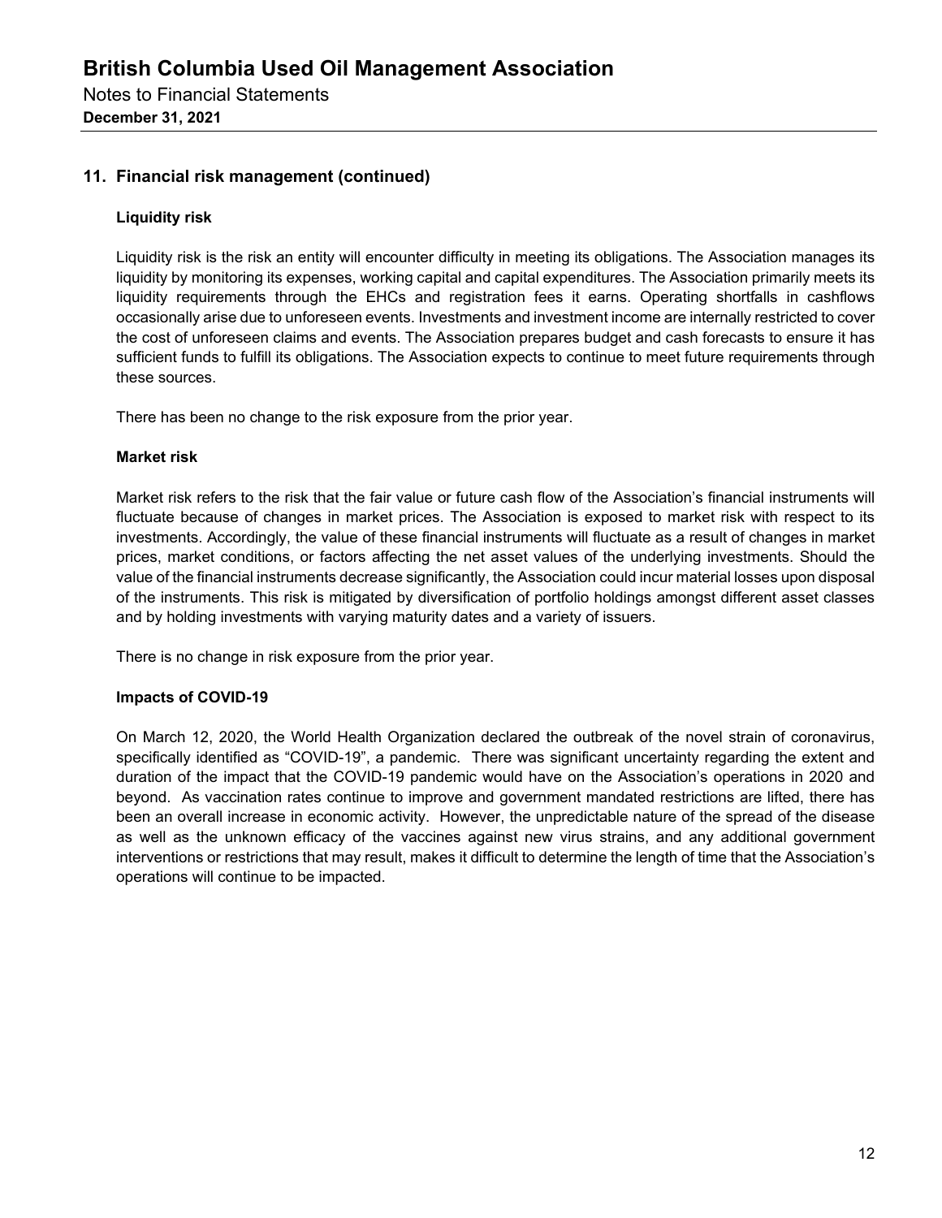## 11. Financial risk management (continued)

### Liquidity risk

Liquidity risk is the risk an entity will encounter difficulty in meeting its obligations. The Association manages its liquidity by monitoring its expenses, working capital and capital expenditures. The Association primarily meets its liquidity requirements through the EHCs and registration fees it earns. Operating shortfalls in cashflows occasionally arise due to unforeseen events. Investments and investment income are internally restricted to cover the cost of unforeseen claims and events. The Association prepares budget and cash forecasts to ensure it has sufficient funds to fulfill its obligations. The Association expects to continue to meet future requirements through these sources.

There has been no change to the risk exposure from the prior year.

### Market risk

Market risk refers to the risk that the fair value or future cash flow of the Association's financial instruments will fluctuate because of changes in market prices. The Association is exposed to market risk with respect to its investments. Accordingly, the value of these financial instruments will fluctuate as a result of changes in market prices, market conditions, or factors affecting the net asset values of the underlying investments. Should the value of the financial instruments decrease significantly, the Association could incur material losses upon disposal of the instruments. This risk is mitigated by diversification of portfolio holdings amongst different asset classes and by holding investments with varying maturity dates and a variety of issuers.

There is no change in risk exposure from the prior year.

### Impacts of COVID-19

On March 12, 2020, the World Health Organization declared the outbreak of the novel strain of coronavirus, specifically identified as "COVID-19", a pandemic. There was significant uncertainty regarding the extent and duration of the impact that the COVID-19 pandemic would have on the Association's operations in 2020 and beyond. As vaccination rates continue to improve and government mandated restrictions are lifted, there has been an overall increase in economic activity. However, the unpredictable nature of the spread of the disease as well as the unknown efficacy of the vaccines against new virus strains, and any additional government interventions or restrictions that may result, makes it difficult to determine the length of time that the Association's operations will continue to be impacted.